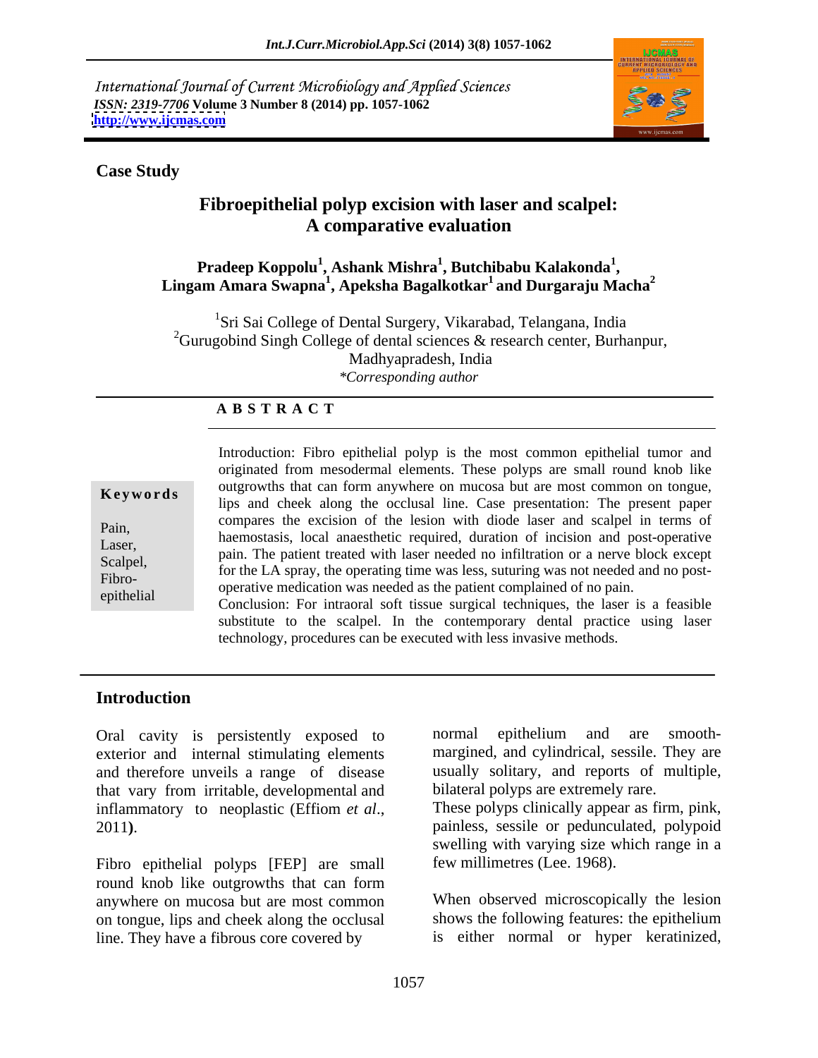International Journal of Current Microbiology and Applied Sciences
*ISSN: 2319-7706* **Volume 3 Number 8 (2014) pp. 1057-1062**
**http://www.ijcmas.com**

**Case Study**

# Fibroepithelial polyp excision with laser and scalpel: A comparative evaluation

**Pradeep Koppolu[1], Ashank Mishra[1], Butchibabu Kalakonda[1], Lingam Amara Swapna[1], Apeksha Bagalkotkar[1] and Durgaraju Macha[2]**

[1]Sri Sai College of Dental Surgery, Vikarabad, Telangana, India
[2]Gurugobind Singh College of dental sciences & research center, Burhanpur, Madhyapradesh, India
*\*Corresponding author*

**A B S T R A C T**

**Keywords**

Pain, Laser, Scalpel, Fibro-epithelial

Introduction: Fibro epithelial polyp is the most common epithelial tumor and originated from mesodermal elements. These polyps are small round knob like outgrowths that can form anywhere on mucosa but are most common on tongue, lips and cheek along the occlusal line. Case presentation: The present paper compares the excision of the lesion with diode laser and scalpel in terms of haemostasis, local anaesthetic required, duration of incision and post-operative pain. The patient treated with laser needed no infiltration or a nerve block except for the LA spray, the operating time was less, suturing was not needed and no post-operative medication was needed as the patient complained of no pain.
Conclusion: For intraoral soft tissue surgical techniques, the laser is a feasible substitute to the scalpel. In the contemporary dental practice using laser technology, procedures can be executed with less invasive methods.

## Introduction

Oral cavity is persistently exposed to exterior and internal stimulating elements and therefore unveils a range of disease that vary from irritable, developmental and inflammatory to neoplastic (Effiom *et al*., 2011**)**.

Fibro epithelial polyps [FEP] are small round knob like outgrowths that can form anywhere on mucosa but are most common on tongue, lips and cheek along the occlusal line. They have a fibrous core covered by normal epithelium and are smooth-margined, and cylindrical, sessile. They are usually solitary, and reports of multiple, bilateral polyps are extremely rare.
These polyps clinically appear as firm, pink, painless, sessile or pedunculated, polypoid swelling with varying size which range in a few millimetres (Lee. 1968).

When observed microscopically the lesion shows the following features: the epithelium is either normal or hyper keratinized,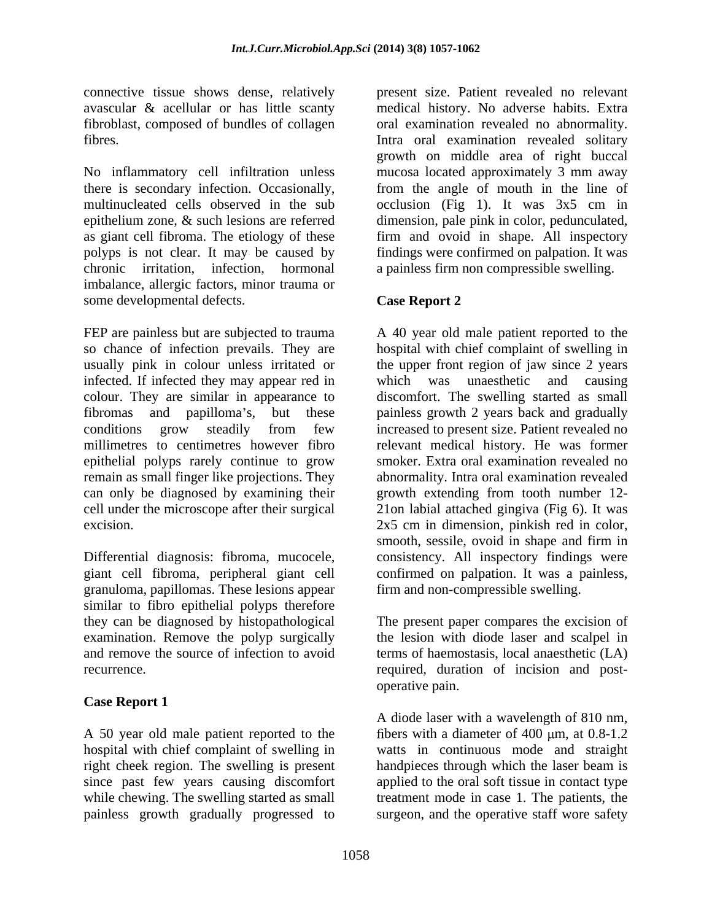connective tissue shows dense, relatively avascular & acellular or has little scanty fibroblast, composed of bundles of collagen fibres.

No inflammatory cell infiltration unless there is secondary infection. Occasionally, multinucleated cells observed in the sub epithelium zone, & such lesions are referred as giant cell fibroma. The etiology of these polyps is not clear. It may be caused by chronic irritation, infection, hormonal imbalance, allergic factors, minor trauma or some developmental defects.

FEP are painless but are subjected to trauma so chance of infection prevails. They are usually pink in colour unless irritated or infected. If infected they may appear red in colour. They are similar in appearance to fibromas and papilloma's, but these conditions grow steadily from few millimetres to centimetres however fibro epithelial polyps rarely continue to grow remain as small finger like projections. They can only be diagnosed by examining their cell under the microscope after their surgical excision.

Differential diagnosis: fibroma, mucocele, giant cell fibroma, peripheral giant cell granuloma, papillomas. These lesions appear similar to fibro epithelial polyps therefore they can be diagnosed by histopathological examination. Remove the polyp surgically and remove the source of infection to avoid recurrence.

### Case Report 1

A 50 year old male patient reported to the hospital with chief complaint of swelling in right cheek region. The swelling is present since past few years causing discomfort while chewing. The swelling started as small painless growth gradually progressed to present size. Patient revealed no relevant medical history. No adverse habits. Extra oral examination revealed no abnormality. Intra oral examination revealed solitary growth on middle area of right buccal mucosa located approximately 3 mm away from the angle of mouth in the line of occlusion (Fig 1). It was 3x5 cm in dimension, pale pink in color, pedunculated, firm and ovoid in shape. All inspectory findings were confirmed on palpation. It was a painless firm non compressible swelling.

### Case Report 2

A 40 year old male patient reported to the hospital with chief complaint of swelling in the upper front region of jaw since 2 years which was unaesthetic and causing discomfort. The swelling started as small painless growth 2 years back and gradually increased to present size. Patient revealed no relevant medical history. He was former smoker. Extra oral examination revealed no abnormality. Intra oral examination revealed growth extending from tooth number 12-21on labial attached gingiva (Fig 6). It was 2x5 cm in dimension, pinkish red in color, smooth, sessile, ovoid in shape and firm in consistency. All inspectory findings were confirmed on palpation. It was a painless, firm and non-compressible swelling.

The present paper compares the excision of the lesion with diode laser and scalpel in terms of haemostasis, local anaesthetic (LA) required, duration of incision and post-operative pain.

A diode laser with a wavelength of 810 nm, fibers with a diameter of 400 μm, at 0.8-1.2 watts in continuous mode and straight handpieces through which the laser beam is applied to the oral soft tissue in contact type treatment mode in case 1. The patients, the surgeon, and the operative staff wore safety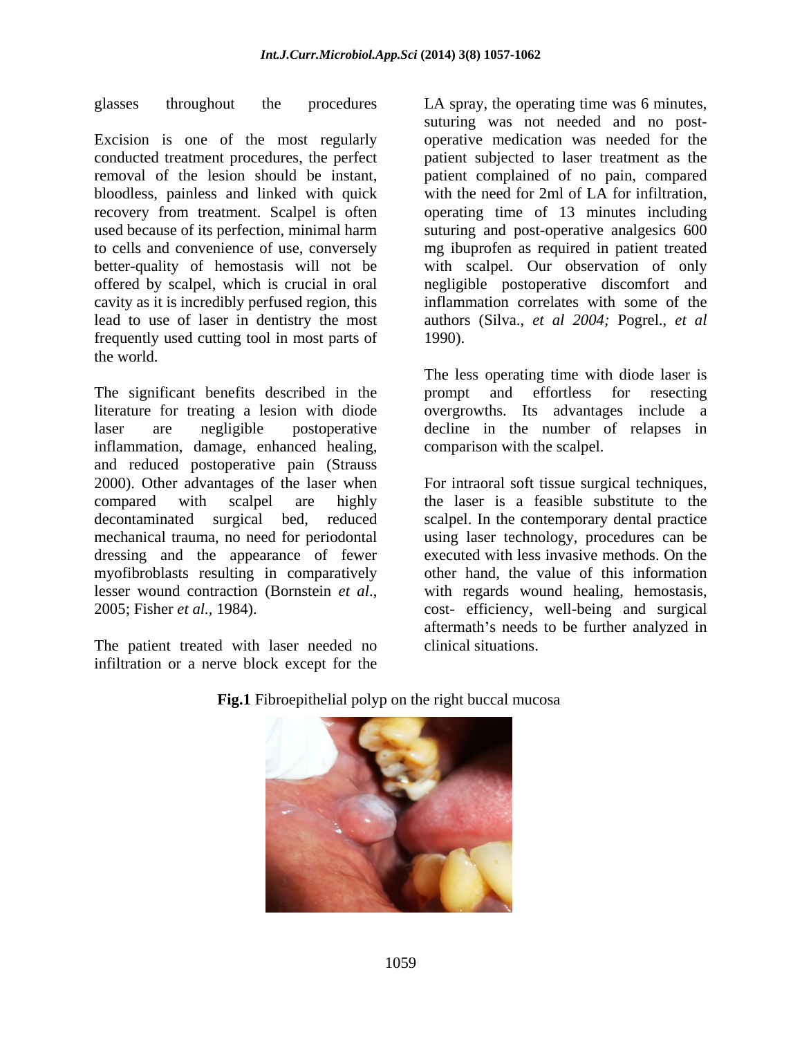glasses throughout the procedures

Excision is one of the most regularly conducted treatment procedures, the perfect removal of the lesion should be instant, bloodless, painless and linked with quick recovery from treatment. Scalpel is often used because of its perfection, minimal harm to cells and convenience of use, conversely better-quality of hemostasis will not be offered by scalpel, which is crucial in oral cavity as it is incredibly perfused region, this lead to use of laser in dentistry the most frequently used cutting tool in most parts of the world.

The significant benefits described in the literature for treating a lesion with diode laser are negligible postoperative inflammation, damage, enhanced healing, and reduced postoperative pain (Strauss 2000). Other advantages of the laser when compared with scalpel are highly decontaminated surgical bed, reduced mechanical trauma, no need for periodontal dressing and the appearance of fewer myofibroblasts resulting in comparatively lesser wound contraction (Bornstein *et al*., 2005; Fisher *et al.*, 1984).

The patient treated with laser needed no infiltration or a nerve block except for the LA spray, the operating time was 6 minutes, suturing was not needed and no post-operative medication was needed for the patient subjected to laser treatment as the patient complained of no pain, compared with the need for 2ml of LA for infiltration, operating time of 13 minutes including suturing and post-operative analgesics 600 mg ibuprofen as required in patient treated with scalpel. Our observation of only negligible postoperative discomfort and inflammation correlates with some of the authors (Silva., *et al 2004;* Pogrel., *et al* 1990).

The less operating time with diode laser is prompt and effortless for resecting overgrowths. Its advantages include a decline in the number of relapses in comparison with the scalpel.

For intraoral soft tissue surgical techniques, the laser is a feasible substitute to the scalpel. In the contemporary dental practice using laser technology, procedures can be executed with less invasive methods. On the other hand, the value of this information with regards wound healing, hemostasis, cost- efficiency, well-being and surgical aftermath's needs to be further analyzed in clinical situations.

**Fig.1** Fibroepithelial polyp on the right buccal mucosa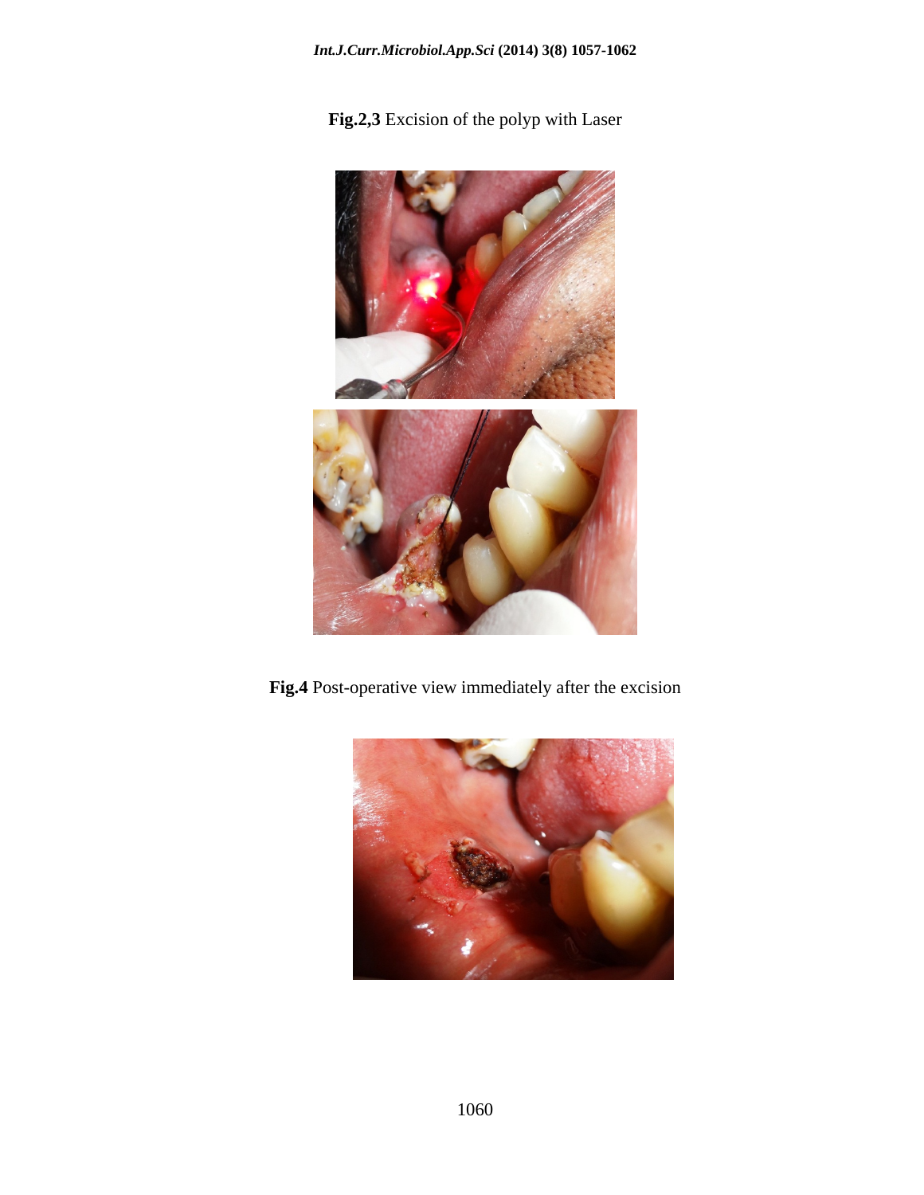**Fig.2,3** Excision of the polyp with Laser

**Fig.4** Post-operative view immediately after the excision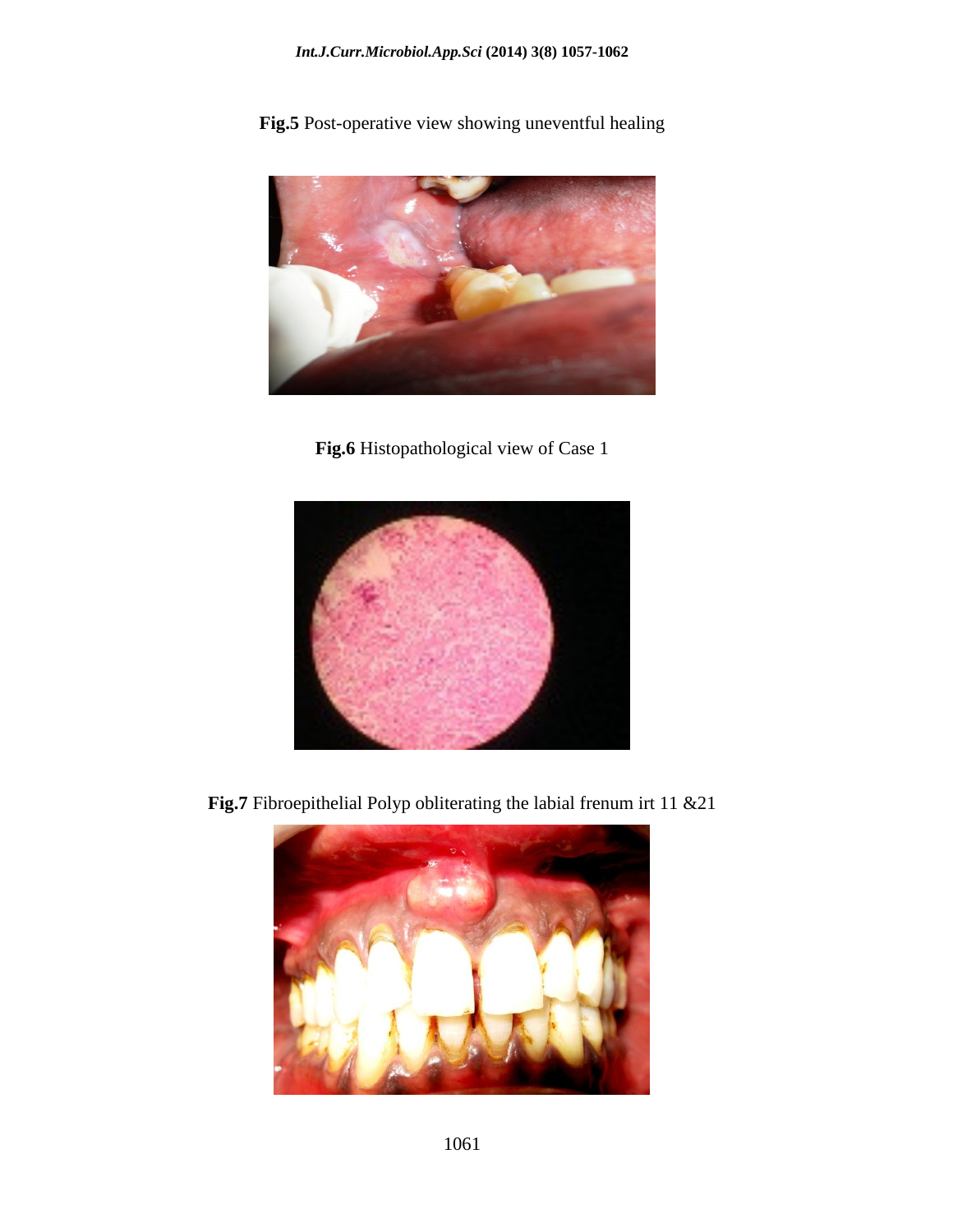**Fig.5** Post-operative view showing uneventful healing

**Fig.6** Histopathological view of Case 1

**Fig.7** Fibroepithelial Polyp obliterating the labial frenum irt 11 &21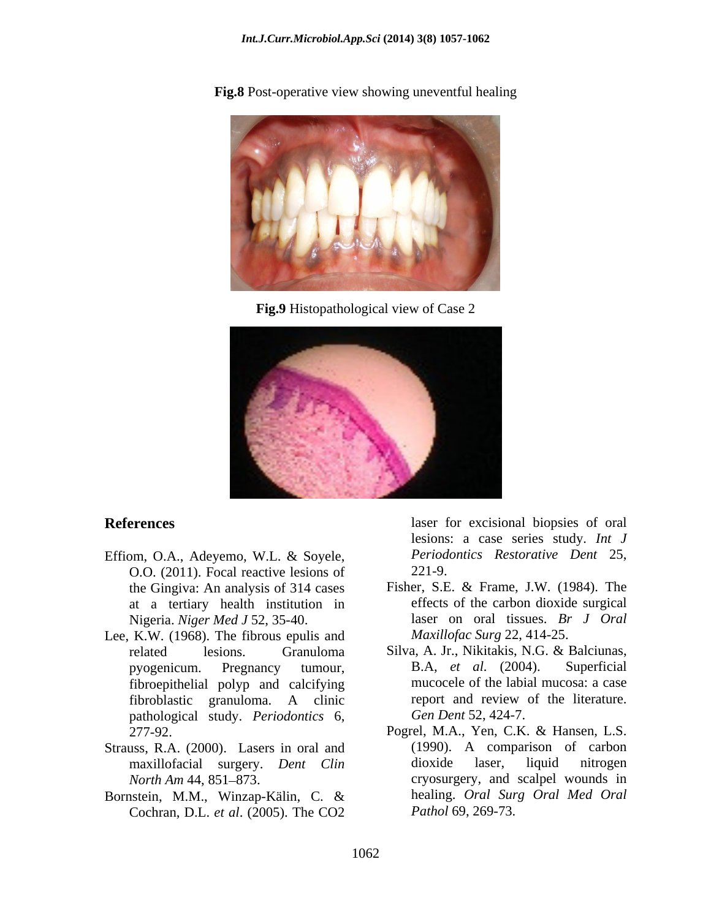**Fig.8** Post-operative view showing uneventful healing

**Fig.9** Histopathological view of Case 2

## References

Effiom, O.A., Adeyemo, W.L. & Soyele, O.O. (2011). Focal reactive lesions of the Gingiva: An analysis of 314 cases at a tertiary health institution in Nigeria. *Niger Med J* 52, 35-40.

Lee, K.W. (1968). The fibrous epulis and related lesions. Granuloma pyogenicum. Pregnancy tumour, fibroepithelial polyp and calcifying fibroblastic granuloma. A clinic pathological study. *Periodontics* 6, 277-92.

Strauss, R.A. (2000). Lasers in oral and maxillofacial surgery. *Dent Clin North Am* 44, 851–873.

Bornstein, M.M., Winzap-Kälin, C. & Cochran, D.L. *et al*. (2005). The CO2 laser for excisional biopsies of oral lesions: a case series study. *Int J Periodontics Restorative Dent* 25, 221-9.

Fisher, S.E. & Frame, J.W. (1984). The effects of the carbon dioxide surgical laser on oral tissues. *Br J Oral Maxillofac Surg* 22, 414-25.

Silva, A. Jr., Nikitakis, N.G. & Balciunas, B.A, *et al*. (2004). Superficial mucocele of the labial mucosa: a case report and review of the literature. *Gen Dent* 52, 424-7.

Pogrel, M.A., Yen, C.K. & Hansen, L.S. (1990). A comparison of carbon dioxide laser, liquid nitrogen cryosurgery, and scalpel wounds in healing. *Oral Surg Oral Med Oral Pathol* 69, 269-73.